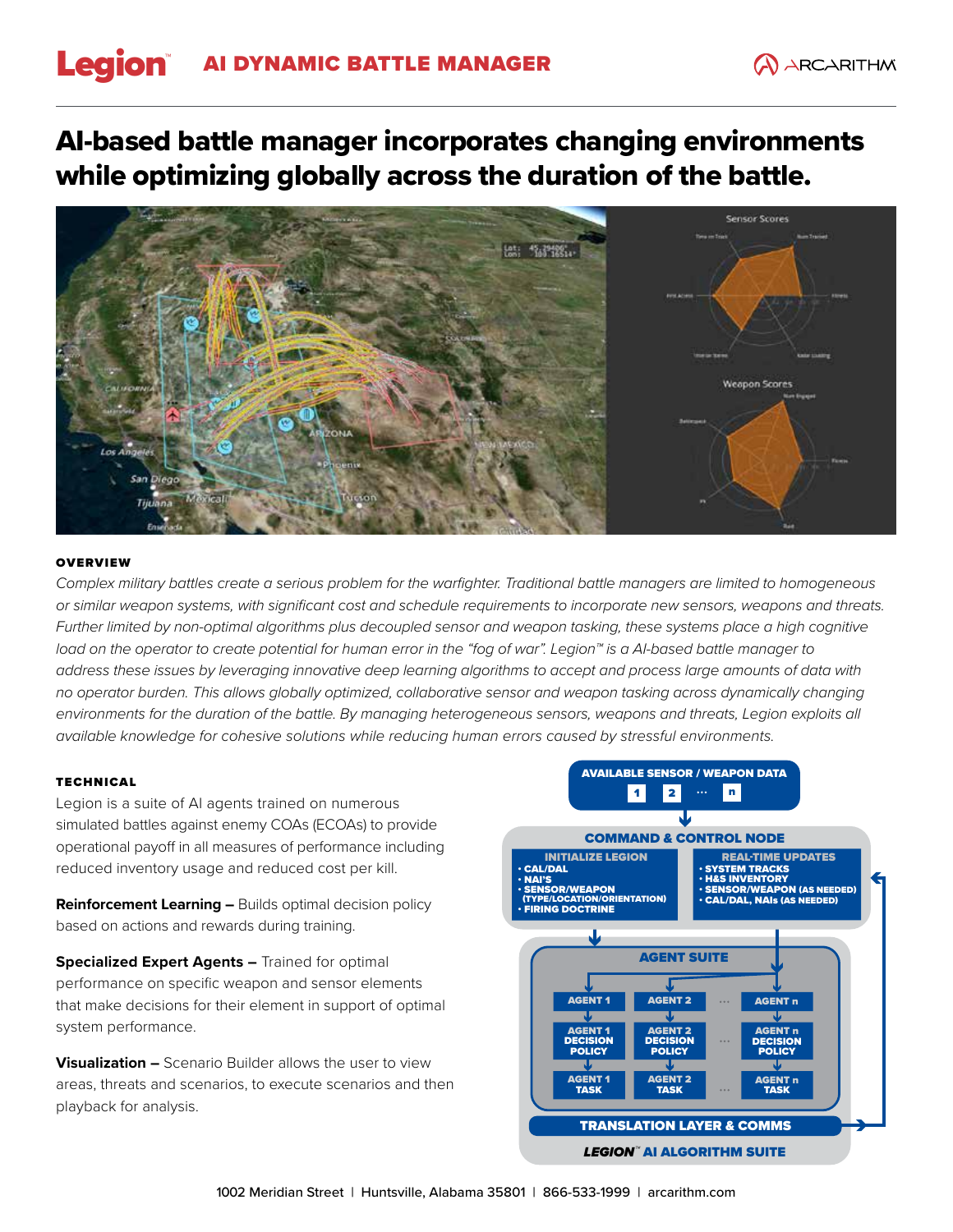# Legion™ AI DYNAMIC BATTLE MANAGER

ARCARITHM

## AI-based battle manager incorporates changing environments while optimizing globally across the duration of the battle.

### OVERVIEW

*Complex military battles create a serious problem for the warfighter. Traditional battle managers are limited to homogeneous or similar weapon systems, with significant cost and schedule requirements to incorporate new sensors, weapons and threats. Further limited by non-optimal algorithms plus decoupled sensor and weapon tasking, these systems place a high cognitive load on the operator to create potential for human error in the "fog of war". Legion™ is a AI-based battle manager to address these issues by leveraging innovative deep learning algorithms to accept and process large amounts of data with no operator burden. This allows globally optimized, collaborative sensor and weapon tasking across dynamically changing environments for the duration of the battle. By managing heterogeneous sensors, weapons and threats, Legion exploits all available knowledge for cohesive solutions while reducing human errors caused by stressful environments.*

### TECHNICAL

Legion is a suite of AI agents trained on numerous simulated battles against enemy COAs (ECOAs) to provide operational payoff in all measures of performance including reduced inventory usage and reduced cost per kill.

**Reinforcement Learning –** Builds optimal decision policy based on actions and rewards during training.

**Specialized Expert Agents –** Trained for optimal performance on specific weapon and sensor elements that make decisions for their element in support of optimal system performance.

**Visualization –** Scenario Builder allows the user to view areas, threats and scenarios, to execute scenarios and then playback for analysis.

AVAILABLE SENSOR / WEAPON DATA
1 2 ... n

COMMAND & CONTROL NODE

INITIALIZE LEGION
- CAL/DAL
- NAI'S
- SENSOR/WEAPON (TYPE/LOCATION/ORIENTATION)
- FIRING DOCTRINE

REAL-TIME UPDATES
- SYSTEM TRACKS
- H&S INVENTORY
- SENSOR/WEAPON (AS NEEDED)
- CAL/DAL, NAIs (AS NEEDED)

AGENT SUITE

AGENT 1 | AGENT 2 | ... | AGENT n
AGENT 1 DECISION POLICY | AGENT 2 DECISION POLICY | ... | AGENT n DECISION POLICY
AGENT 1 TASK | AGENT 2 TASK | ... | AGENT n TASK

TRANSLATION LAYER & COMMS

LEGION™ AI ALGORITHM SUITE

1002 Meridian Street | Huntsville, Alabama 35801 | 866-533-1999 | arcarithm.com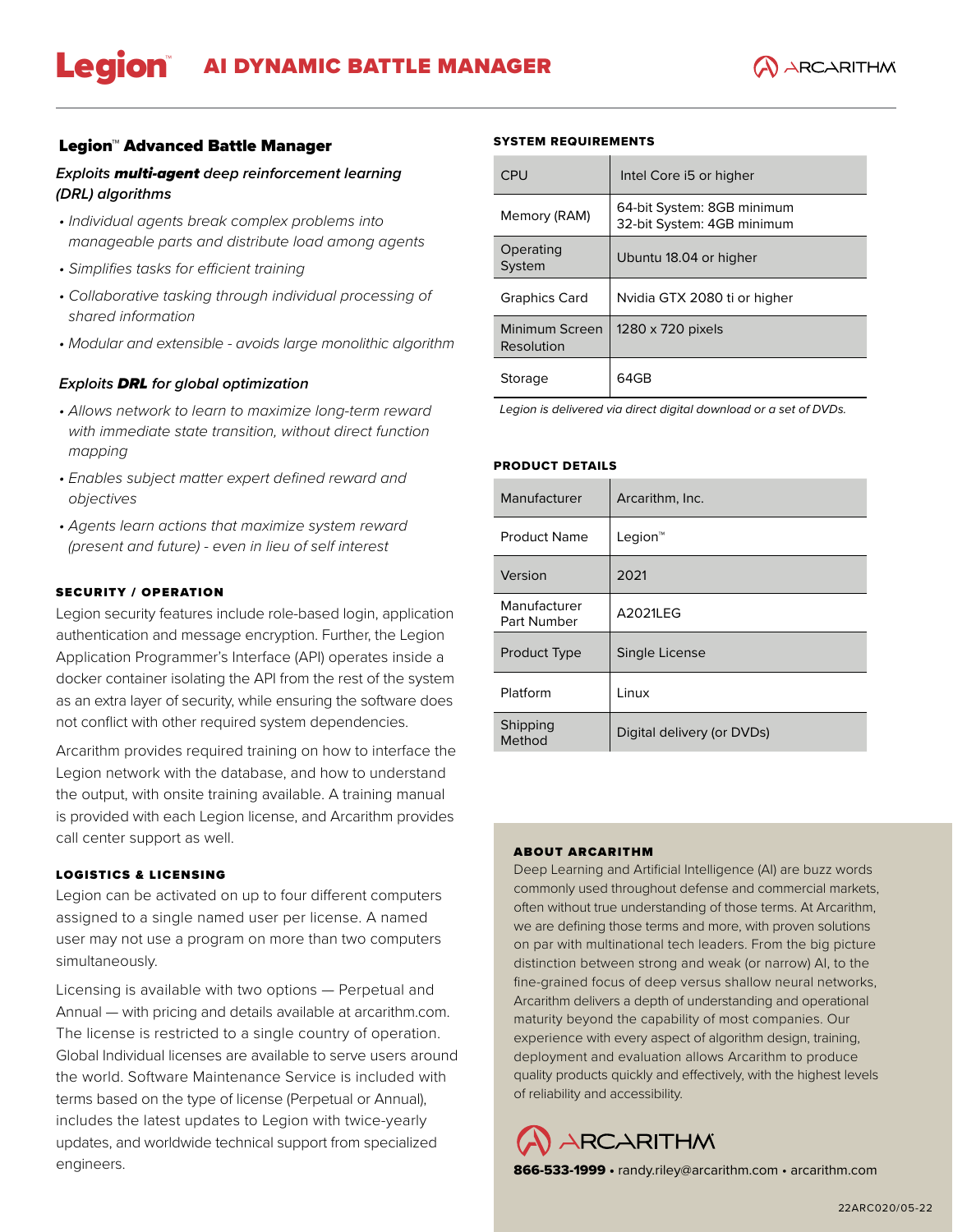# Legion™ AI DYNAMIC BATTLE MANAGER

## Legion™ Advanced Battle Manager

### *Exploits **multi-agent** deep reinforcement learning (DRL) algorithms*

- *Individual agents break complex problems into manageable parts and distribute load among agents*
- *Simplifies tasks for efficient training*
- *Collaborative tasking through individual processing of shared information*
- *Modular and extensible - avoids large monolithic algorithm*

### *Exploits **DRL** for global optimization*

- *Allows network to learn to maximize long-term reward with immediate state transition, without direct function mapping*
- *Enables subject matter expert defined reward and objectives*
- *Agents learn actions that maximize system reward (present and future) - even in lieu of self interest*

### SECURITY / OPERATION

Legion security features include role-based login, application authentication and message encryption. Further, the Legion Application Programmer's Interface (API) operates inside a docker container isolating the API from the rest of the system as an extra layer of security, while ensuring the software does not conflict with other required system dependencies.

Arcarithm provides required training on how to interface the Legion network with the database, and how to understand the output, with onsite training available. A training manual is provided with each Legion license, and Arcarithm provides call center support as well.

### LOGISTICS & LICENSING

Legion can be activated on up to four different computers assigned to a single named user per license. A named user may not use a program on more than two computers simultaneously.

Licensing is available with two options — Perpetual and Annual — with pricing and details available at arcarithm.com. The license is restricted to a single country of operation. Global Individual licenses are available to serve users around the world. Software Maintenance Service is included with terms based on the type of license (Perpetual or Annual), includes the latest updates to Legion with twice-yearly updates, and worldwide technical support from specialized engineers.

### SYSTEM REQUIREMENTS

| | |
|---|---|
| CPU | Intel Core i5 or higher |
| Memory (RAM) | 64-bit System: 8GB minimum<br>32-bit System: 4GB minimum |
| Operating System | Ubuntu 18.04 or higher |
| Graphics Card | Nvidia GTX 2080 ti or higher |
| Minimum Screen Resolution | 1280 x 720 pixels |
| Storage | 64GB |

*Legion is delivered via direct digital download or a set of DVDs.*

### PRODUCT DETAILS

| | |
|---|---|
| Manufacturer | Arcarithm, Inc. |
| Product Name | Legion™ |
| Version | 2021 |
| Manufacturer Part Number | A2021LEG |
| Product Type | Single License |
| Platform | Linux |
| Shipping Method | Digital delivery (or DVDs) |

### ABOUT ARCARITHM

Deep Learning and Artificial Intelligence (AI) are buzz words commonly used throughout defense and commercial markets, often without true understanding of those terms. At Arcarithm, we are defining those terms and more, with proven solutions on par with multinational tech leaders. From the big picture distinction between strong and weak (or narrow) AI, to the fine-grained focus of deep versus shallow neural networks, Arcarithm delivers a depth of understanding and operational maturity beyond the capability of most companies. Our experience with every aspect of algorithm design, training, deployment and evaluation allows Arcarithm to produce quality products quickly and effectively, with the highest levels of reliability and accessibility.

ARCARITHM

**866-533-1999** • randy.riley@arcarithm.com • arcarithm.com

22ARC020/05-22